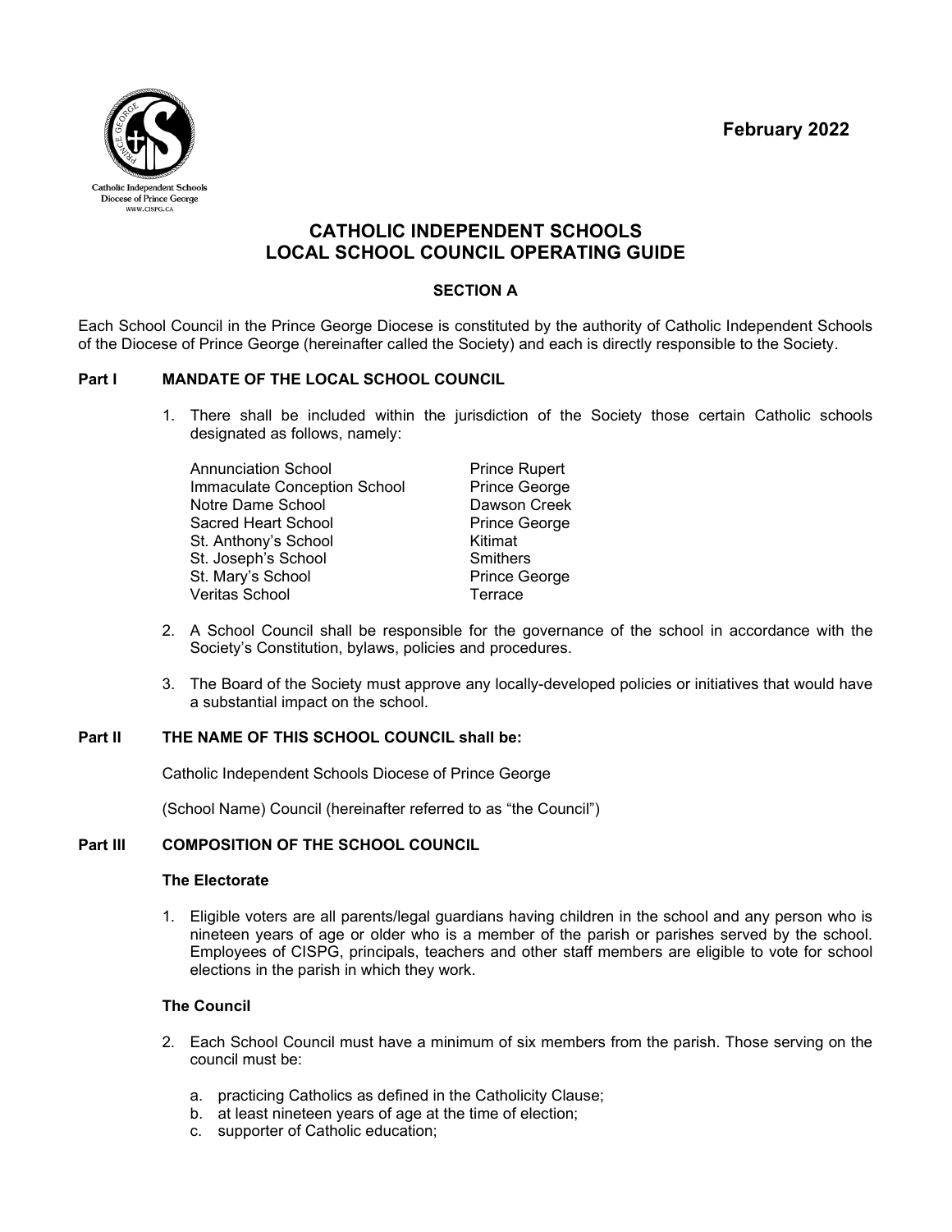February 2022

# CATHOLIC INDEPENDENT SCHOOLS
# LOCAL SCHOOL COUNCIL OPERATING GUIDE

## SECTION A

Each School Council in the Prince George Diocese is constituted by the authority of Catholic Independent Schools of the Diocese of Prince George (hereinafter called the Society) and each is directly responsible to the Society.

### Part I MANDATE OF THE LOCAL SCHOOL COUNCIL

1. There shall be included within the jurisdiction of the Society those certain Catholic schools designated as follows, namely:

| | |
|---|---|
| Annunciation School | Prince Rupert |
| Immaculate Conception School | Prince George |
| Notre Dame School | Dawson Creek |
| Sacred Heart School | Prince George |
| St. Anthony's School | Kitimat |
| St. Joseph's School | Smithers |
| St. Mary's School | Prince George |
| Veritas School | Terrace |

2. A School Council shall be responsible for the governance of the school in accordance with the Society's Constitution, bylaws, policies and procedures.

3. The Board of the Society must approve any locally-developed policies or initiatives that would have a substantial impact on the school.

### Part II THE NAME OF THIS SCHOOL COUNCIL shall be:

Catholic Independent Schools Diocese of Prince George

(School Name) Council (hereinafter referred to as "the Council")

### Part III COMPOSITION OF THE SCHOOL COUNCIL

#### The Electorate

1. Eligible voters are all parents/legal guardians having children in the school and any person who is nineteen years of age or older who is a member of the parish or parishes served by the school. Employees of CISPG, principals, teachers and other staff members are eligible to vote for school elections in the parish in which they work.

#### The Council

2. Each School Council must have a minimum of six members from the parish. Those serving on the council must be:

   a. practicing Catholics as defined in the Catholicity Clause;
   b. at least nineteen years of age at the time of election;
   c. supporter of Catholic education;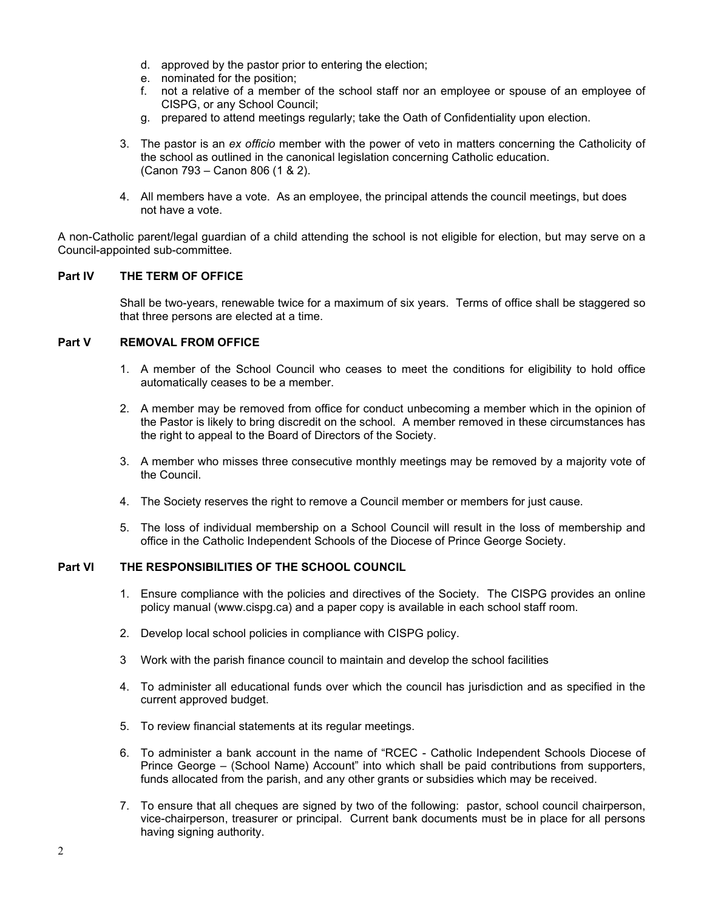d. approved by the pastor prior to entering the election;
   e. nominated for the position;
   f. not a relative of a member of the school staff nor an employee or spouse of an employee of CISPG, or any School Council;
   g. prepared to attend meetings regularly; take the Oath of Confidentiality upon election.

3. The pastor is an *ex officio* member with the power of veto in matters concerning the Catholicity of the school as outlined in the canonical legislation concerning Catholic education. (Canon 793 – Canon 806 (1 & 2).

4. All members have a vote. As an employee, the principal attends the council meetings, but does not have a vote.

A non-Catholic parent/legal guardian of a child attending the school is not eligible for election, but may serve on a Council-appointed sub-committee.

## Part IV THE TERM OF OFFICE

Shall be two-years, renewable twice for a maximum of six years. Terms of office shall be staggered so that three persons are elected at a time.

## Part V REMOVAL FROM OFFICE

1. A member of the School Council who ceases to meet the conditions for eligibility to hold office automatically ceases to be a member.

2. A member may be removed from office for conduct unbecoming a member which in the opinion of the Pastor is likely to bring discredit on the school. A member removed in these circumstances has the right to appeal to the Board of Directors of the Society.

3. A member who misses three consecutive monthly meetings may be removed by a majority vote of the Council.

4. The Society reserves the right to remove a Council member or members for just cause.

5. The loss of individual membership on a School Council will result in the loss of membership and office in the Catholic Independent Schools of the Diocese of Prince George Society.

## Part VI THE RESPONSIBILITIES OF THE SCHOOL COUNCIL

1. Ensure compliance with the policies and directives of the Society. The CISPG provides an online policy manual (www.cispg.ca) and a paper copy is available in each school staff room.

2. Develop local school policies in compliance with CISPG policy.

3 Work with the parish finance council to maintain and develop the school facilities

4. To administer all educational funds over which the council has jurisdiction and as specified in the current approved budget.

5. To review financial statements at its regular meetings.

6. To administer a bank account in the name of "RCEC - Catholic Independent Schools Diocese of Prince George – (School Name) Account" into which shall be paid contributions from supporters, funds allocated from the parish, and any other grants or subsidies which may be received.

7. To ensure that all cheques are signed by two of the following: pastor, school council chairperson, vice-chairperson, treasurer or principal. Current bank documents must be in place for all persons having signing authority.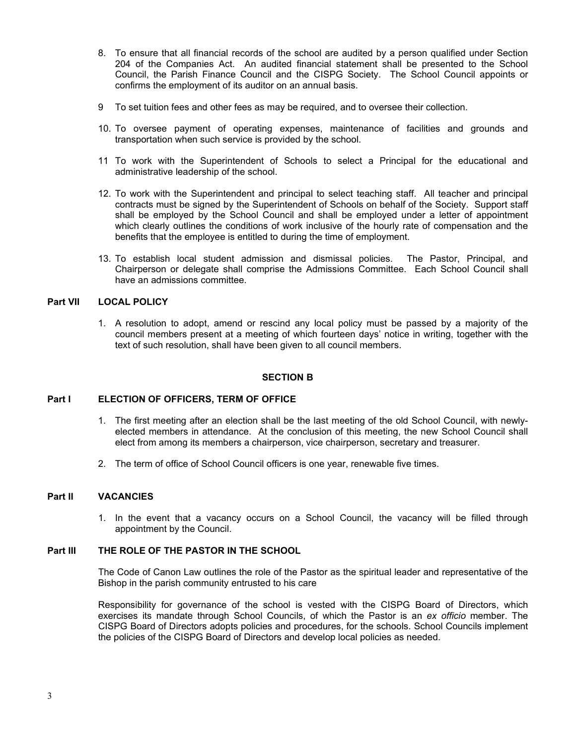8. To ensure that all financial records of the school are audited by a person qualified under Section 204 of the Companies Act. An audited financial statement shall be presented to the School Council, the Parish Finance Council and the CISPG Society. The School Council appoints or confirms the employment of its auditor on an annual basis.

9 To set tuition fees and other fees as may be required, and to oversee their collection.

10. To oversee payment of operating expenses, maintenance of facilities and grounds and transportation when such service is provided by the school.

11 To work with the Superintendent of Schools to select a Principal for the educational and administrative leadership of the school.

12. To work with the Superintendent and principal to select teaching staff. All teacher and principal contracts must be signed by the Superintendent of Schools on behalf of the Society. Support staff shall be employed by the School Council and shall be employed under a letter of appointment which clearly outlines the conditions of work inclusive of the hourly rate of compensation and the benefits that the employee is entitled to during the time of employment.

13. To establish local student admission and dismissal policies. The Pastor, Principal, and Chairperson or delegate shall comprise the Admissions Committee. Each School Council shall have an admissions committee.

**Part VII LOCAL POLICY**

1. A resolution to adopt, amend or rescind any local policy must be passed by a majority of the council members present at a meeting of which fourteen days' notice in writing, together with the text of such resolution, shall have been given to all council members.

## SECTION B

**Part I ELECTION OF OFFICERS, TERM OF OFFICE**

1. The first meeting after an election shall be the last meeting of the old School Council, with newly-elected members in attendance. At the conclusion of this meeting, the new School Council shall elect from among its members a chairperson, vice chairperson, secretary and treasurer.

2. The term of office of School Council officers is one year, renewable five times.

**Part II VACANCIES**

1. In the event that a vacancy occurs on a School Council, the vacancy will be filled through appointment by the Council.

**Part III THE ROLE OF THE PASTOR IN THE SCHOOL**

The Code of Canon Law outlines the role of the Pastor as the spiritual leader and representative of the Bishop in the parish community entrusted to his care

Responsibility for governance of the school is vested with the CISPG Board of Directors, which exercises its mandate through School Councils, of which the Pastor is an *ex officio* member. The CISPG Board of Directors adopts policies and procedures, for the schools. School Councils implement the policies of the CISPG Board of Directors and develop local policies as needed.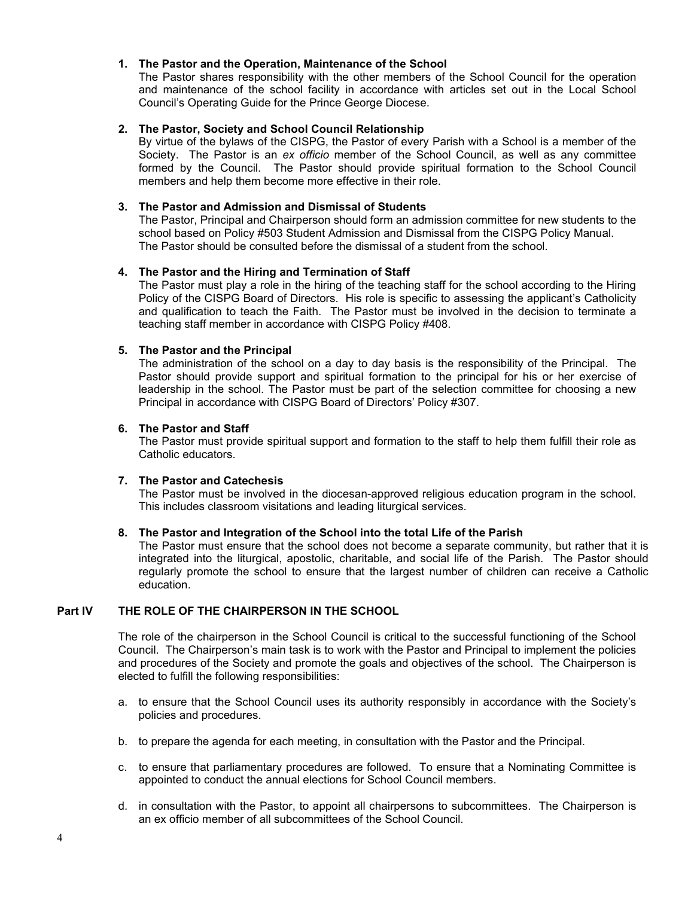**1. The Pastor and the Operation, Maintenance of the School**

The Pastor shares responsibility with the other members of the School Council for the operation and maintenance of the school facility in accordance with articles set out in the Local School Council's Operating Guide for the Prince George Diocese.

**2. The Pastor, Society and School Council Relationship**

By virtue of the bylaws of the CISPG, the Pastor of every Parish with a School is a member of the Society. The Pastor is an *ex officio* member of the School Council, as well as any committee formed by the Council. The Pastor should provide spiritual formation to the School Council members and help them become more effective in their role.

**3. The Pastor and Admission and Dismissal of Students**

The Pastor, Principal and Chairperson should form an admission committee for new students to the school based on Policy #503 Student Admission and Dismissal from the CISPG Policy Manual. The Pastor should be consulted before the dismissal of a student from the school.

**4. The Pastor and the Hiring and Termination of Staff**

The Pastor must play a role in the hiring of the teaching staff for the school according to the Hiring Policy of the CISPG Board of Directors. His role is specific to assessing the applicant's Catholicity and qualification to teach the Faith. The Pastor must be involved in the decision to terminate a teaching staff member in accordance with CISPG Policy #408.

**5. The Pastor and the Principal**

The administration of the school on a day to day basis is the responsibility of the Principal. The Pastor should provide support and spiritual formation to the principal for his or her exercise of leadership in the school. The Pastor must be part of the selection committee for choosing a new Principal in accordance with CISPG Board of Directors' Policy #307.

**6. The Pastor and Staff**

The Pastor must provide spiritual support and formation to the staff to help them fulfill their role as Catholic educators.

**7. The Pastor and Catechesis**

The Pastor must be involved in the diocesan-approved religious education program in the school. This includes classroom visitations and leading liturgical services.

**8. The Pastor and Integration of the School into the total Life of the Parish**

The Pastor must ensure that the school does not become a separate community, but rather that it is integrated into the liturgical, apostolic, charitable, and social life of the Parish. The Pastor should regularly promote the school to ensure that the largest number of children can receive a Catholic education.

## Part IV THE ROLE OF THE CHAIRPERSON IN THE SCHOOL

The role of the chairperson in the School Council is critical to the successful functioning of the School Council. The Chairperson's main task is to work with the Pastor and Principal to implement the policies and procedures of the Society and promote the goals and objectives of the school. The Chairperson is elected to fulfill the following responsibilities:

a. to ensure that the School Council uses its authority responsibly in accordance with the Society's policies and procedures.

b. to prepare the agenda for each meeting, in consultation with the Pastor and the Principal.

c. to ensure that parliamentary procedures are followed. To ensure that a Nominating Committee is appointed to conduct the annual elections for School Council members.

d. in consultation with the Pastor, to appoint all chairpersons to subcommittees. The Chairperson is an ex officio member of all subcommittees of the School Council.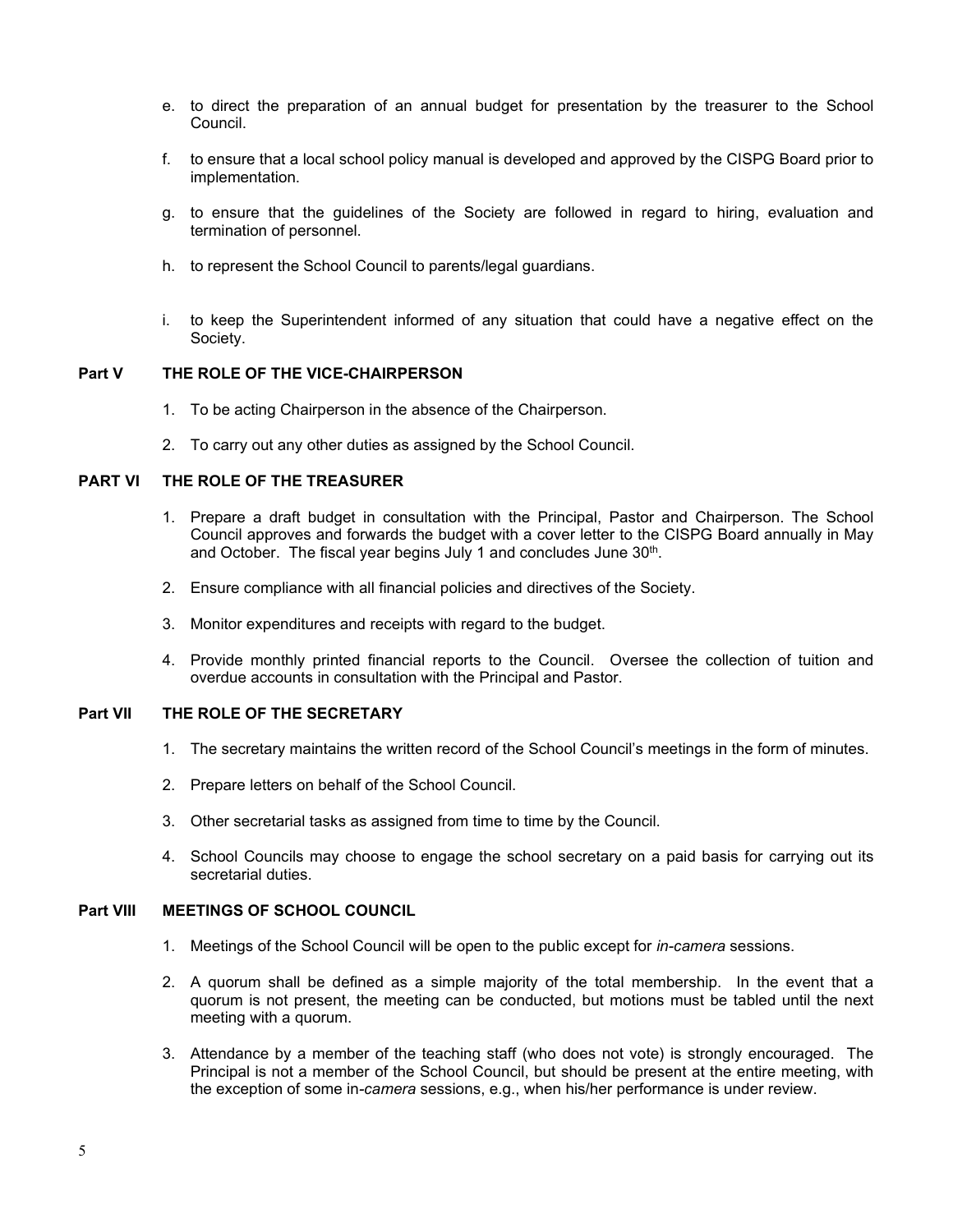e. to direct the preparation of an annual budget for presentation by the treasurer to the School Council.

f. to ensure that a local school policy manual is developed and approved by the CISPG Board prior to implementation.

g. to ensure that the guidelines of the Society are followed in regard to hiring, evaluation and termination of personnel.

h. to represent the School Council to parents/legal guardians.

i. to keep the Superintendent informed of any situation that could have a negative effect on the Society.

## Part V THE ROLE OF THE VICE-CHAIRPERSON

1. To be acting Chairperson in the absence of the Chairperson.
2. To carry out any other duties as assigned by the School Council.

## PART VI THE ROLE OF THE TREASURER

1. Prepare a draft budget in consultation with the Principal, Pastor and Chairperson. The School Council approves and forwards the budget with a cover letter to the CISPG Board annually in May and October. The fiscal year begins July 1 and concludes June 30th.
2. Ensure compliance with all financial policies and directives of the Society.
3. Monitor expenditures and receipts with regard to the budget.
4. Provide monthly printed financial reports to the Council. Oversee the collection of tuition and overdue accounts in consultation with the Principal and Pastor.

## Part VII THE ROLE OF THE SECRETARY

1. The secretary maintains the written record of the School Council's meetings in the form of minutes.
2. Prepare letters on behalf of the School Council.
3. Other secretarial tasks as assigned from time to time by the Council.
4. School Councils may choose to engage the school secretary on a paid basis for carrying out its secretarial duties.

## Part VIII MEETINGS OF SCHOOL COUNCIL

1. Meetings of the School Council will be open to the public except for *in-camera* sessions.
2. A quorum shall be defined as a simple majority of the total membership. In the event that a quorum is not present, the meeting can be conducted, but motions must be tabled until the next meeting with a quorum.
3. Attendance by a member of the teaching staff (who does not vote) is strongly encouraged. The Principal is not a member of the School Council, but should be present at the entire meeting, with the exception of some in-*camera* sessions, e.g., when his/her performance is under review.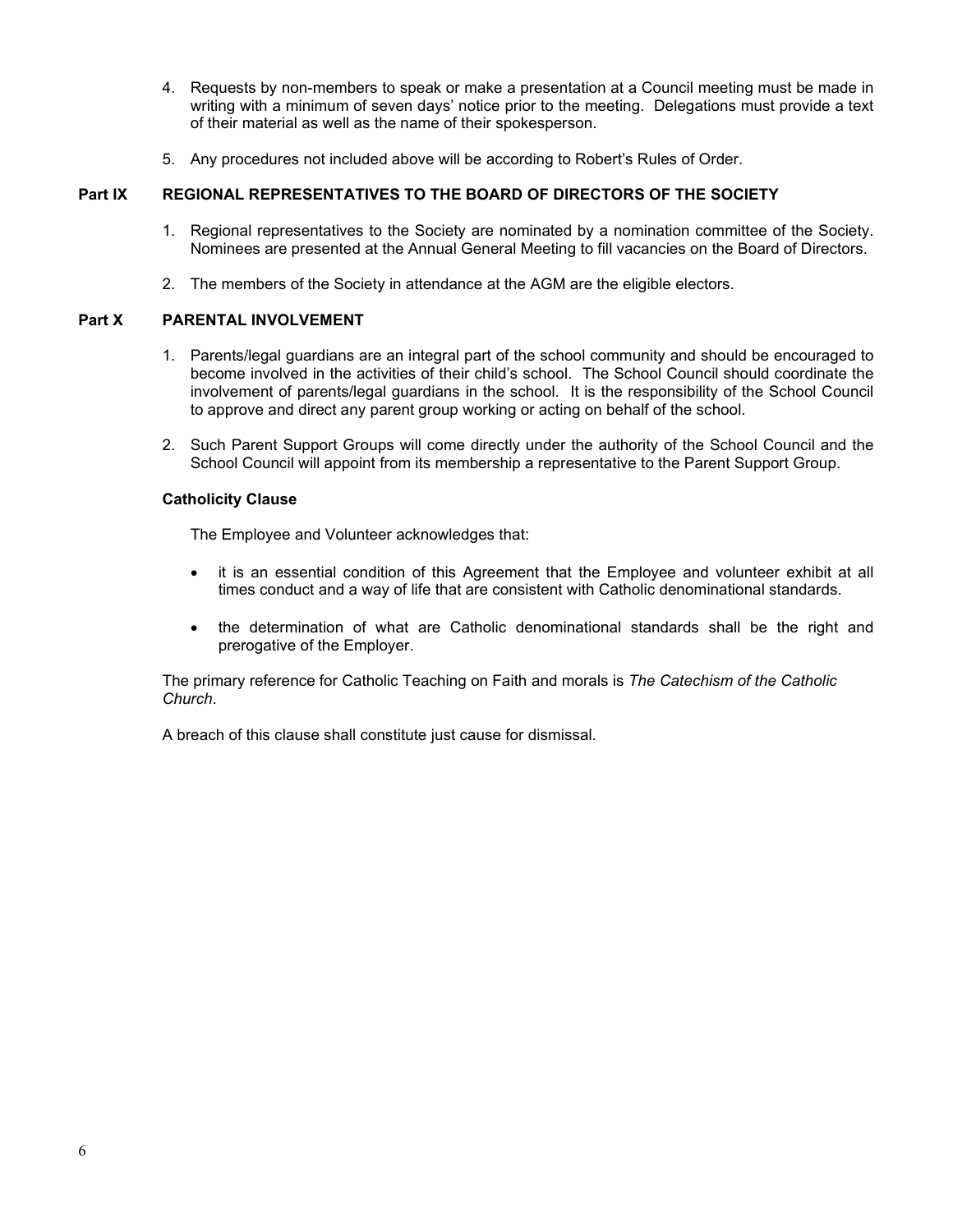4. Requests by non-members to speak or make a presentation at a Council meeting must be made in writing with a minimum of seven days' notice prior to the meeting. Delegations must provide a text of their material as well as the name of their spokesperson.

5. Any procedures not included above will be according to Robert's Rules of Order.

## Part IX REGIONAL REPRESENTATIVES TO THE BOARD OF DIRECTORS OF THE SOCIETY

1. Regional representatives to the Society are nominated by a nomination committee of the Society. Nominees are presented at the Annual General Meeting to fill vacancies on the Board of Directors.

2. The members of the Society in attendance at the AGM are the eligible electors.

## Part X PARENTAL INVOLVEMENT

1. Parents/legal guardians are an integral part of the school community and should be encouraged to become involved in the activities of their child's school. The School Council should coordinate the involvement of parents/legal guardians in the school. It is the responsibility of the School Council to approve and direct any parent group working or acting on behalf of the school.

2. Such Parent Support Groups will come directly under the authority of the School Council and the School Council will appoint from its membership a representative to the Parent Support Group.

### Catholicity Clause

The Employee and Volunteer acknowledges that:

- it is an essential condition of this Agreement that the Employee and volunteer exhibit at all times conduct and a way of life that are consistent with Catholic denominational standards.

- the determination of what are Catholic denominational standards shall be the right and prerogative of the Employer.

The primary reference for Catholic Teaching on Faith and morals is *The Catechism of the Catholic Church*.

A breach of this clause shall constitute just cause for dismissal.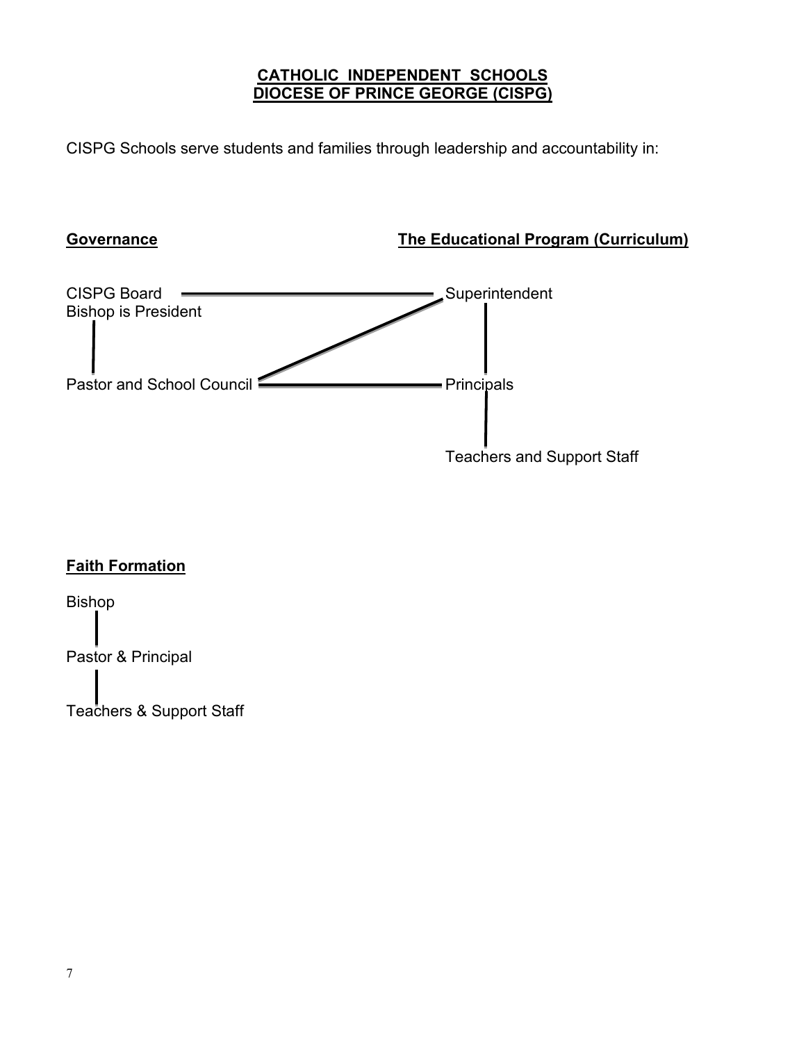# CATHOLIC INDEPENDENT SCHOOLS DIOCESE OF PRINCE GEORGE (CISPG)

CISPG Schools serve students and families through leadership and accountability in:

**Governance**

CISPG Board
Bishop is President

Pastor and School Council

**The Educational Program (Curriculum)**

Superintendent

Principals

Teachers and Support Staff

**Faith Formation**

Bishop

Pastor & Principal

Teachers & Support Staff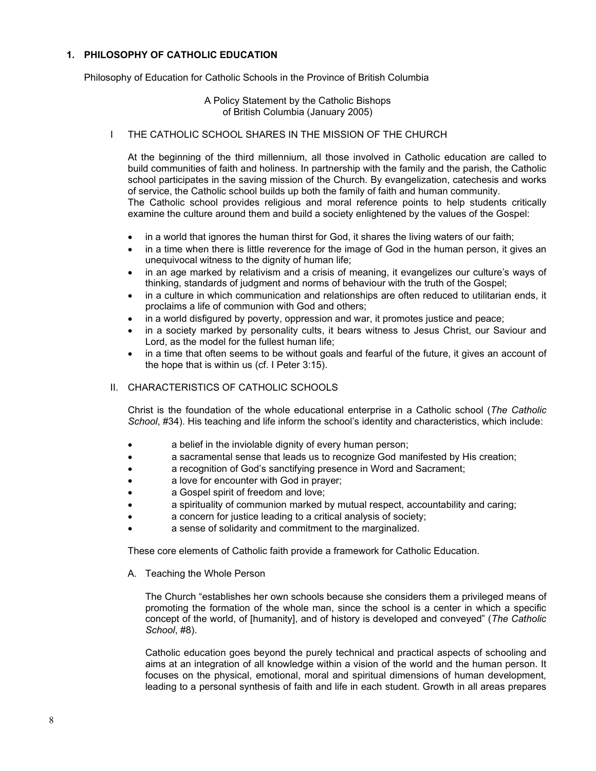## 1. PHILOSOPHY OF CATHOLIC EDUCATION

Philosophy of Education for Catholic Schools in the Province of British Columbia

A Policy Statement by the Catholic Bishops
of British Columbia (January 2005)

### I THE CATHOLIC SCHOOL SHARES IN THE MISSION OF THE CHURCH

At the beginning of the third millennium, all those involved in Catholic education are called to build communities of faith and holiness. In partnership with the family and the parish, the Catholic school participates in the saving mission of the Church. By evangelization, catechesis and works of service, the Catholic school builds up both the family of faith and human community.
The Catholic school provides religious and moral reference points to help students critically examine the culture around them and build a society enlightened by the values of the Gospel:

- in a world that ignores the human thirst for God, it shares the living waters of our faith;
- in a time when there is little reverence for the image of God in the human person, it gives an unequivocal witness to the dignity of human life;
- in an age marked by relativism and a crisis of meaning, it evangelizes our culture's ways of thinking, standards of judgment and norms of behaviour with the truth of the Gospel;
- in a culture in which communication and relationships are often reduced to utilitarian ends, it proclaims a life of communion with God and others;
- in a world disfigured by poverty, oppression and war, it promotes justice and peace;
- in a society marked by personality cults, it bears witness to Jesus Christ, our Saviour and Lord, as the model for the fullest human life;
- in a time that often seems to be without goals and fearful of the future, it gives an account of the hope that is within us (cf. I Peter 3:15).

### II. CHARACTERISTICS OF CATHOLIC SCHOOLS

Christ is the foundation of the whole educational enterprise in a Catholic school (*The Catholic School*, #34). His teaching and life inform the school's identity and characteristics, which include:

- a belief in the inviolable dignity of every human person;
- a sacramental sense that leads us to recognize God manifested by His creation;
- a recognition of God's sanctifying presence in Word and Sacrament;
- a love for encounter with God in prayer;
- a Gospel spirit of freedom and love;
- a spirituality of communion marked by mutual respect, accountability and caring;
- a concern for justice leading to a critical analysis of society;
- a sense of solidarity and commitment to the marginalized.

These core elements of Catholic faith provide a framework for Catholic Education.

#### A. Teaching the Whole Person

The Church "establishes her own schools because she considers them a privileged means of promoting the formation of the whole man, since the school is a center in which a specific concept of the world, of [humanity], and of history is developed and conveyed" (*The Catholic School*, #8).

Catholic education goes beyond the purely technical and practical aspects of schooling and aims at an integration of all knowledge within a vision of the world and the human person. It focuses on the physical, emotional, moral and spiritual dimensions of human development, leading to a personal synthesis of faith and life in each student. Growth in all areas prepares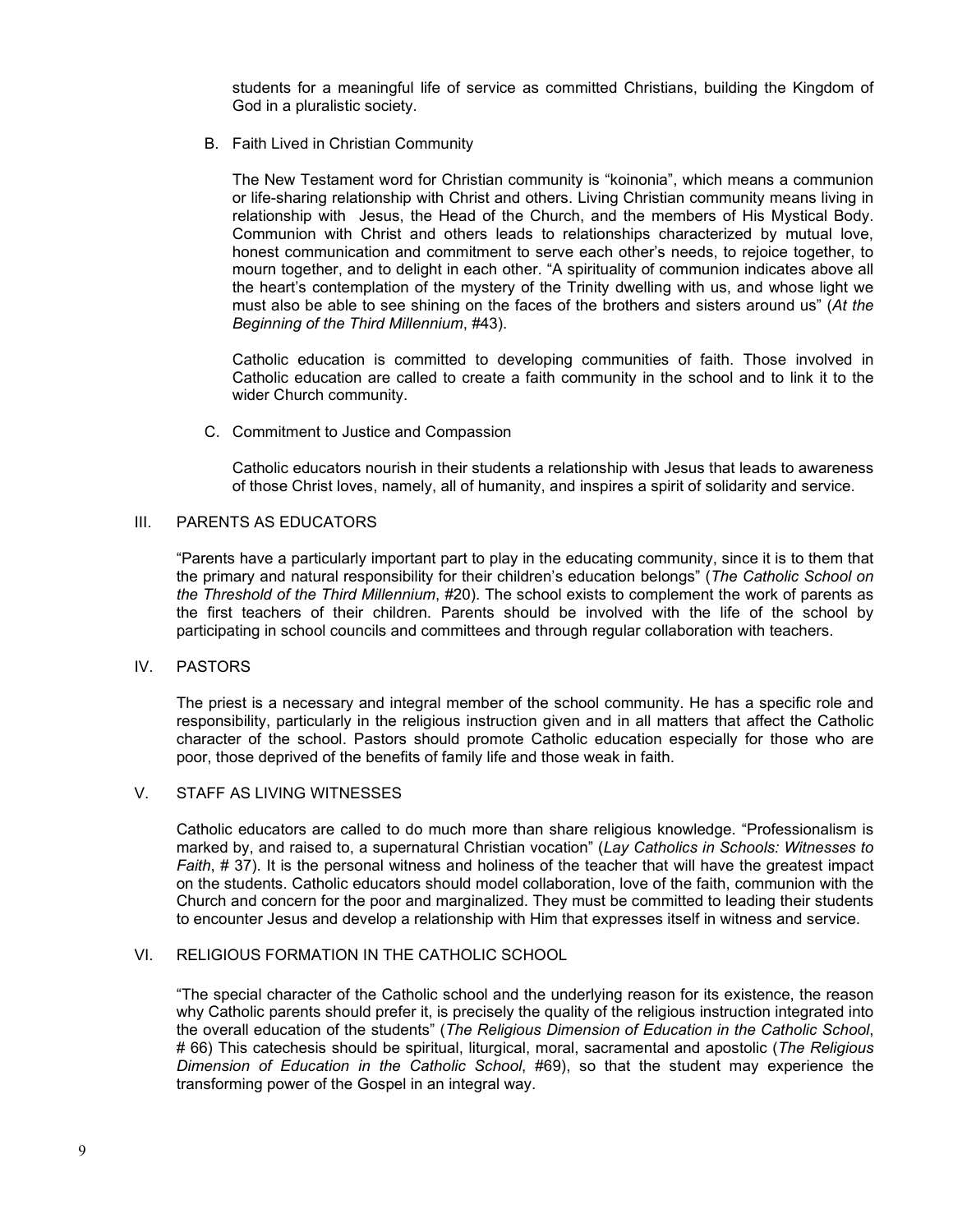students for a meaningful life of service as committed Christians, building the Kingdom of God in a pluralistic society.

### B. Faith Lived in Christian Community

The New Testament word for Christian community is “koinonia”, which means a communion or life-sharing relationship with Christ and others. Living Christian community means living in relationship with Jesus, the Head of the Church, and the members of His Mystical Body. Communion with Christ and others leads to relationships characterized by mutual love, honest communication and commitment to serve each other’s needs, to rejoice together, to mourn together, and to delight in each other. “A spirituality of communion indicates above all the heart’s contemplation of the mystery of the Trinity dwelling with us, and whose light we must also be able to see shining on the faces of the brothers and sisters around us” (*At the Beginning of the Third Millennium*, #43).

Catholic education is committed to developing communities of faith. Those involved in Catholic education are called to create a faith community in the school and to link it to the wider Church community.

### C. Commitment to Justice and Compassion

Catholic educators nourish in their students a relationship with Jesus that leads to awareness of those Christ loves, namely, all of humanity, and inspires a spirit of solidarity and service.

## III. PARENTS AS EDUCATORS

“Parents have a particularly important part to play in the educating community, since it is to them that the primary and natural responsibility for their children’s education belongs” (*The Catholic School on the Threshold of the Third Millennium*, #20). The school exists to complement the work of parents as the first teachers of their children. Parents should be involved with the life of the school by participating in school councils and committees and through regular collaboration with teachers.

## IV. PASTORS

The priest is a necessary and integral member of the school community. He has a specific role and responsibility, particularly in the religious instruction given and in all matters that affect the Catholic character of the school. Pastors should promote Catholic education especially for those who are poor, those deprived of the benefits of family life and those weak in faith.

## V. STAFF AS LIVING WITNESSES

Catholic educators are called to do much more than share religious knowledge. “Professionalism is marked by, and raised to, a supernatural Christian vocation” (*Lay Catholics in Schools: Witnesses to Faith*, # 37). It is the personal witness and holiness of the teacher that will have the greatest impact on the students. Catholic educators should model collaboration, love of the faith, communion with the Church and concern for the poor and marginalized. They must be committed to leading their students to encounter Jesus and develop a relationship with Him that expresses itself in witness and service.

## VI. RELIGIOUS FORMATION IN THE CATHOLIC SCHOOL

“The special character of the Catholic school and the underlying reason for its existence, the reason why Catholic parents should prefer it, is precisely the quality of the religious instruction integrated into the overall education of the students” (*The Religious Dimension of Education in the Catholic School*, # 66) This catechesis should be spiritual, liturgical, moral, sacramental and apostolic (*The Religious Dimension of Education in the Catholic School*, #69), so that the student may experience the transforming power of the Gospel in an integral way.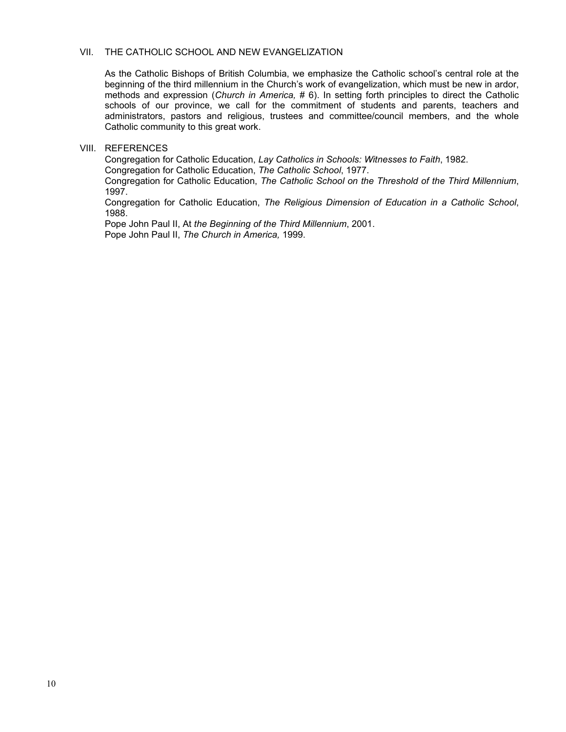## VII. THE CATHOLIC SCHOOL AND NEW EVANGELIZATION

As the Catholic Bishops of British Columbia, we emphasize the Catholic school's central role at the beginning of the third millennium in the Church's work of evangelization, which must be new in ardor, methods and expression (*Church in America,* # 6). In setting forth principles to direct the Catholic schools of our province, we call for the commitment of students and parents, teachers and administrators, pastors and religious, trustees and committee/council members, and the whole Catholic community to this great work.

## VIII. REFERENCES

Congregation for Catholic Education, *Lay Catholics in Schools: Witnesses to Faith*, 1982.
Congregation for Catholic Education, *The Catholic School*, 1977.
Congregation for Catholic Education, *The Catholic School on the Threshold of the Third Millennium*, 1997.
Congregation for Catholic Education, *The Religious Dimension of Education in a Catholic School*, 1988.
Pope John Paul II, At *the Beginning of the Third Millennium*, 2001.
Pope John Paul II, *The Church in America,* 1999.